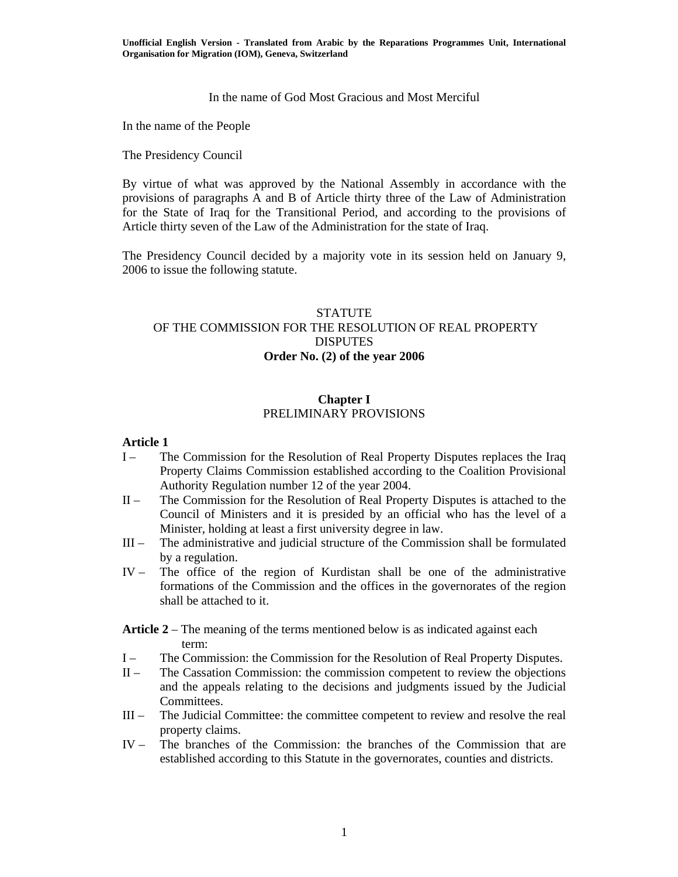**Unofficial English Version - Translated from Arabic by the Reparations Programmes Unit, International Organisation for Migration (IOM), Geneva, Switzerland**

In the name of God Most Gracious and Most Merciful

In the name of the People

The Presidency Council

By virtue of what was approved by the National Assembly in accordance with the provisions of paragraphs A and B of Article thirty three of the Law of Administration for the State of Iraq for the Transitional Period, and according to the provisions of Article thirty seven of the Law of the Administration for the state of Iraq.

The Presidency Council decided by a majority vote in its session held on January 9, 2006 to issue the following statute.

# STATUTE OF THE COMMISSION FOR THE RESOLUTION OF REAL PROPERTY DISPUTES

**Order No. (2) of the year 2006**

## Chapter I
## PRELIMINARY PROVISIONS

**Article 1**

I – The Commission for the Resolution of Real Property Disputes replaces the Iraq Property Claims Commission established according to the Coalition Provisional Authority Regulation number 12 of the year 2004.

II – The Commission for the Resolution of Real Property Disputes is attached to the Council of Ministers and it is presided by an official who has the level of a Minister, holding at least a first university degree in law.

III – The administrative and judicial structure of the Commission shall be formulated by a regulation.

IV – The office of the region of Kurdistan shall be one of the administrative formations of the Commission and the offices in the governorates of the region shall be attached to it.

**Article 2** – The meaning of the terms mentioned below is as indicated against each term:

I – The Commission: the Commission for the Resolution of Real Property Disputes.

II – The Cassation Commission: the commission competent to review the objections and the appeals relating to the decisions and judgments issued by the Judicial Committees.

III – The Judicial Committee: the committee competent to review and resolve the real property claims.

IV – The branches of the Commission: the branches of the Commission that are established according to this Statute in the governorates, counties and districts.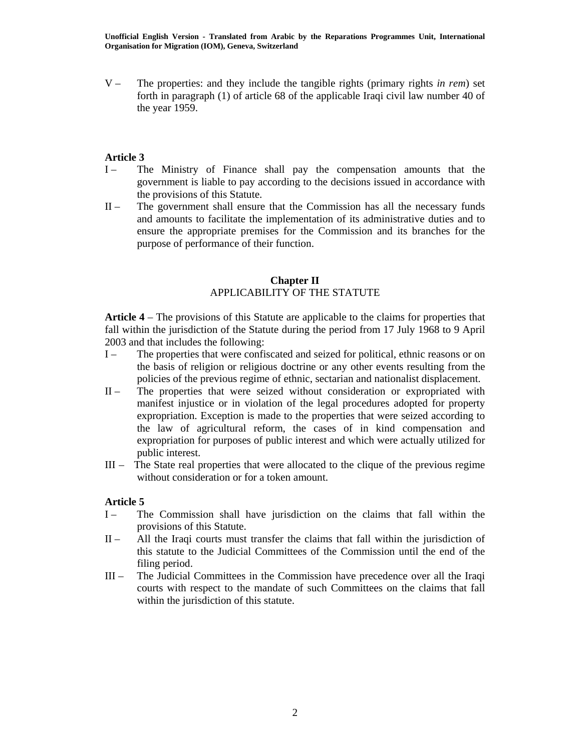V – The properties: and they include the tangible rights (primary rights *in rem*) set forth in paragraph (1) of article 68 of the applicable Iraqi civil law number 40 of the year 1959.

**Article 3**

I – The Ministry of Finance shall pay the compensation amounts that the government is liable to pay according to the decisions issued in accordance with the provisions of this Statute.

II – The government shall ensure that the Commission has all the necessary funds and amounts to facilitate the implementation of its administrative duties and to ensure the appropriate premises for the Commission and its branches for the purpose of performance of their function.

## Chapter II
## APPLICABILITY OF THE STATUTE

**Article 4** – The provisions of this Statute are applicable to the claims for properties that fall within the jurisdiction of the Statute during the period from 17 July 1968 to 9 April 2003 and that includes the following:

I – The properties that were confiscated and seized for political, ethnic reasons or on the basis of religion or religious doctrine or any other events resulting from the policies of the previous regime of ethnic, sectarian and nationalist displacement.

II – The properties that were seized without consideration or expropriated with manifest injustice or in violation of the legal procedures adopted for property expropriation. Exception is made to the properties that were seized according to the law of agricultural reform, the cases of in kind compensation and expropriation for purposes of public interest and which were actually utilized for public interest.

III – The State real properties that were allocated to the clique of the previous regime without consideration or for a token amount.

**Article 5**

I – The Commission shall have jurisdiction on the claims that fall within the provisions of this Statute.

II – All the Iraqi courts must transfer the claims that fall within the jurisdiction of this statute to the Judicial Committees of the Commission until the end of the filing period.

III – The Judicial Committees in the Commission have precedence over all the Iraqi courts with respect to the mandate of such Committees on the claims that fall within the jurisdiction of this statute.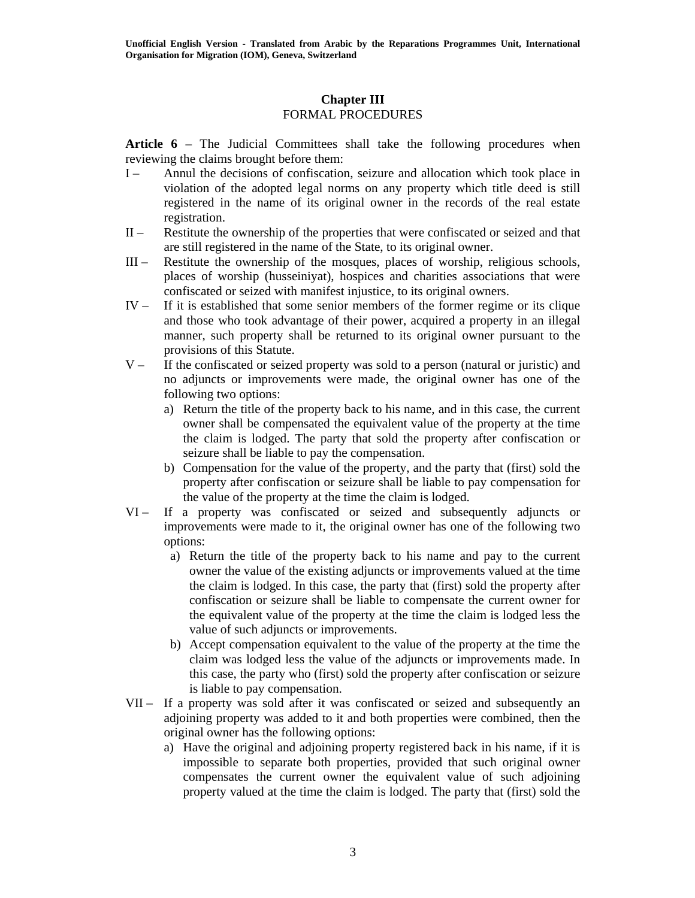## Chapter III
FORMAL PROCEDURES

**Article 6** – The Judicial Committees shall take the following procedures when reviewing the claims brought before them:

I – Annul the decisions of confiscation, seizure and allocation which took place in violation of the adopted legal norms on any property which title deed is still registered in the name of its original owner in the records of the real estate registration.

II – Restitute the ownership of the properties that were confiscated or seized and that are still registered in the name of the State, to its original owner.

III – Restitute the ownership of the mosques, places of worship, religious schools, places of worship (husseiniyat), hospices and charities associations that were confiscated or seized with manifest injustice, to its original owners.

IV – If it is established that some senior members of the former regime or its clique and those who took advantage of their power, acquired a property in an illegal manner, such property shall be returned to its original owner pursuant to the provisions of this Statute.

V – If the confiscated or seized property was sold to a person (natural or juristic) and no adjuncts or improvements were made, the original owner has one of the following two options:

a) Return the title of the property back to his name, and in this case, the current owner shall be compensated the equivalent value of the property at the time the claim is lodged. The party that sold the property after confiscation or seizure shall be liable to pay the compensation.
b) Compensation for the value of the property, and the party that (first) sold the property after confiscation or seizure shall be liable to pay compensation for the value of the property at the time the claim is lodged.

VI – If a property was confiscated or seized and subsequently adjuncts or improvements were made to it, the original owner has one of the following two options:

a) Return the title of the property back to his name and pay to the current owner the value of the existing adjuncts or improvements valued at the time the claim is lodged. In this case, the party that (first) sold the property after confiscation or seizure shall be liable to compensate the current owner for the equivalent value of the property at the time the claim is lodged less the value of such adjuncts or improvements.
b) Accept compensation equivalent to the value of the property at the time the claim was lodged less the value of the adjuncts or improvements made. In this case, the party who (first) sold the property after confiscation or seizure is liable to pay compensation.

VII – If a property was sold after it was confiscated or seized and subsequently an adjoining property was added to it and both properties were combined, then the original owner has the following options:

a) Have the original and adjoining property registered back in his name, if it is impossible to separate both properties, provided that such original owner compensates the current owner the equivalent value of such adjoining property valued at the time the claim is lodged. The party that (first) sold the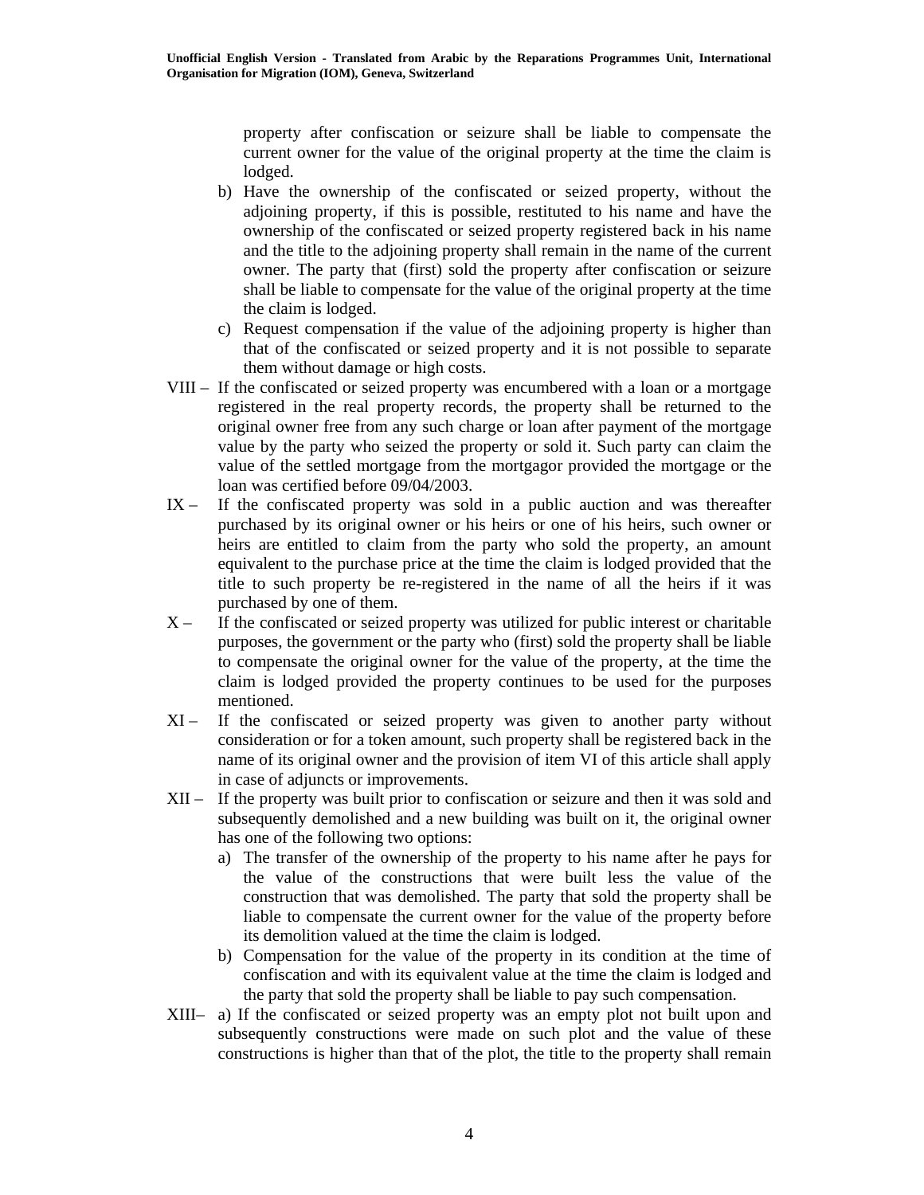property after confiscation or seizure shall be liable to compensate the current owner for the value of the original property at the time the claim is lodged.

b) Have the ownership of the confiscated or seized property, without the adjoining property, if this is possible, restituted to his name and have the ownership of the confiscated or seized property registered back in his name and the title to the adjoining property shall remain in the name of the current owner. The party that (first) sold the property after confiscation or seizure shall be liable to compensate for the value of the original property at the time the claim is lodged.

c) Request compensation if the value of the adjoining property is higher than that of the confiscated or seized property and it is not possible to separate them without damage or high costs.

VIII – If the confiscated or seized property was encumbered with a loan or a mortgage registered in the real property records, the property shall be returned to the original owner free from any such charge or loan after payment of the mortgage value by the party who seized the property or sold it. Such party can claim the value of the settled mortgage from the mortgagor provided the mortgage or the loan was certified before 09/04/2003.

IX – If the confiscated property was sold in a public auction and was thereafter purchased by its original owner or his heirs or one of his heirs, such owner or heirs are entitled to claim from the party who sold the property, an amount equivalent to the purchase price at the time the claim is lodged provided that the title to such property be re-registered in the name of all the heirs if it was purchased by one of them.

X – If the confiscated or seized property was utilized for public interest or charitable purposes, the government or the party who (first) sold the property shall be liable to compensate the original owner for the value of the property, at the time the claim is lodged provided the property continues to be used for the purposes mentioned.

XI – If the confiscated or seized property was given to another party without consideration or for a token amount, such property shall be registered back in the name of its original owner and the provision of item VI of this article shall apply in case of adjuncts or improvements.

XII – If the property was built prior to confiscation or seizure and then it was sold and subsequently demolished and a new building was built on it, the original owner has one of the following two options:

a) The transfer of the ownership of the property to his name after he pays for the value of the constructions that were built less the value of the construction that was demolished. The party that sold the property shall be liable to compensate the current owner for the value of the property before its demolition valued at the time the claim is lodged.

b) Compensation for the value of the property in its condition at the time of confiscation and with its equivalent value at the time the claim is lodged and the party that sold the property shall be liable to pay such compensation.

XIII– a) If the confiscated or seized property was an empty plot not built upon and subsequently constructions were made on such plot and the value of these constructions is higher than that of the plot, the title to the property shall remain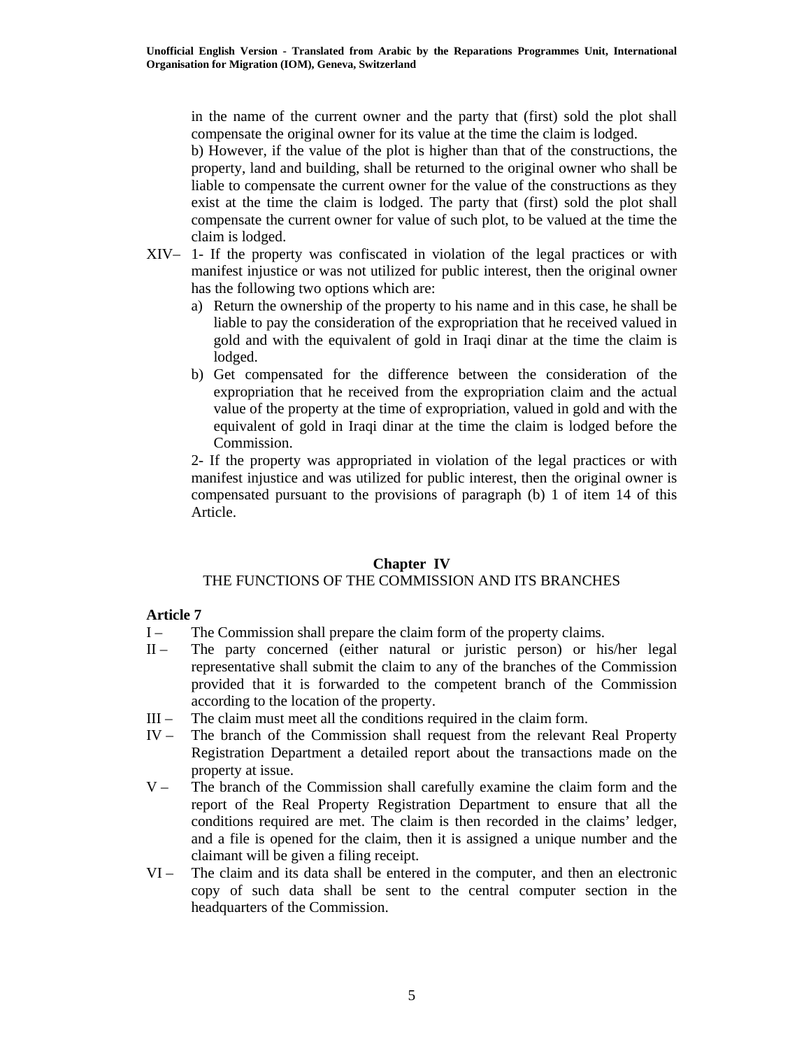in the name of the current owner and the party that (first) sold the plot shall compensate the original owner for its value at the time the claim is lodged.

b) However, if the value of the plot is higher than that of the constructions, the property, land and building, shall be returned to the original owner who shall be liable to compensate the current owner for the value of the constructions as they exist at the time the claim is lodged. The party that (first) sold the plot shall compensate the current owner for value of such plot, to be valued at the time the claim is lodged.

XIV– 1- If the property was confiscated in violation of the legal practices or with manifest injustice or was not utilized for public interest, then the original owner has the following two options which are:

a) Return the ownership of the property to his name and in this case, he shall be liable to pay the consideration of the expropriation that he received valued in gold and with the equivalent of gold in Iraqi dinar at the time the claim is lodged.
b) Get compensated for the difference between the consideration of the expropriation that he received from the expropriation claim and the actual value of the property at the time of expropriation, valued in gold and with the equivalent of gold in Iraqi dinar at the time the claim is lodged before the Commission.

2- If the property was appropriated in violation of the legal practices or with manifest injustice and was utilized for public interest, then the original owner is compensated pursuant to the provisions of paragraph (b) 1 of item 14 of this Article.

## Chapter IV

## THE FUNCTIONS OF THE COMMISSION AND ITS BRANCHES

**Article 7**

I – The Commission shall prepare the claim form of the property claims.

II – The party concerned (either natural or juristic person) or his/her legal representative shall submit the claim to any of the branches of the Commission provided that it is forwarded to the competent branch of the Commission according to the location of the property.

III – The claim must meet all the conditions required in the claim form.

IV – The branch of the Commission shall request from the relevant Real Property Registration Department a detailed report about the transactions made on the property at issue.

V – The branch of the Commission shall carefully examine the claim form and the report of the Real Property Registration Department to ensure that all the conditions required are met. The claim is then recorded in the claims' ledger, and a file is opened for the claim, then it is assigned a unique number and the claimant will be given a filing receipt.

VI – The claim and its data shall be entered in the computer, and then an electronic copy of such data shall be sent to the central computer section in the headquarters of the Commission.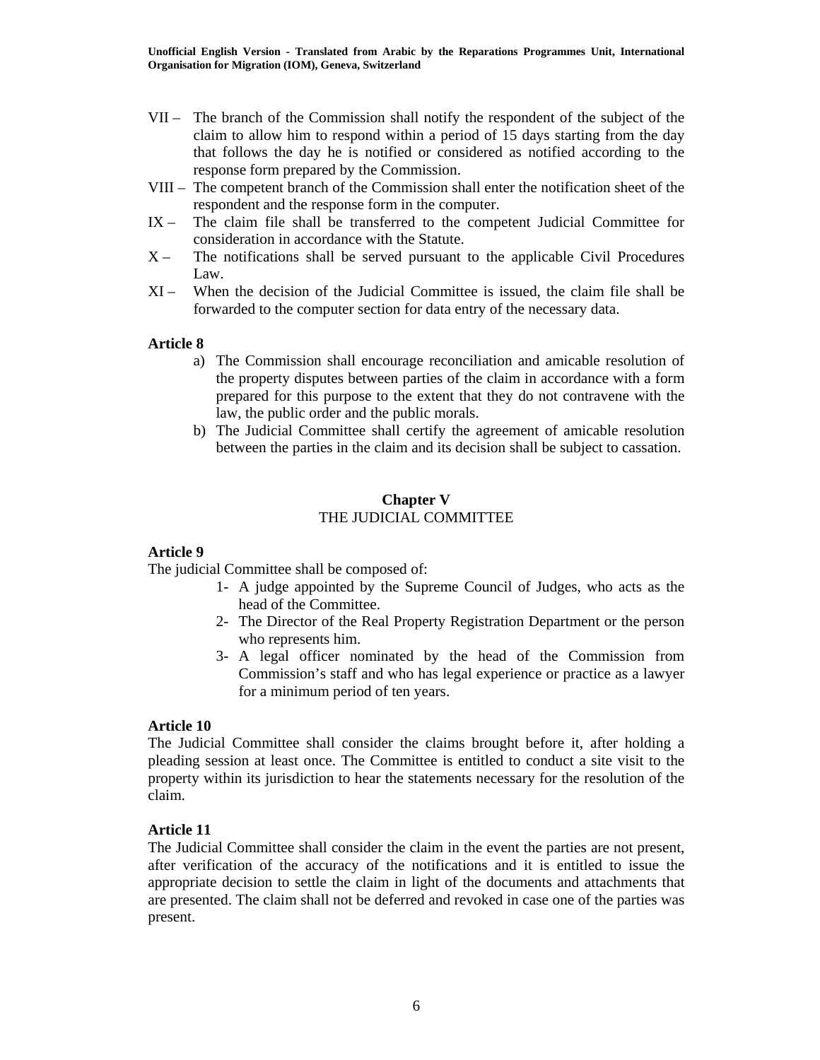VII – The branch of the Commission shall notify the respondent of the subject of the claim to allow him to respond within a period of 15 days starting from the day that follows the day he is notified or considered as notified according to the response form prepared by the Commission.

VIII – The competent branch of the Commission shall enter the notification sheet of the respondent and the response form in the computer.

IX – The claim file shall be transferred to the competent Judicial Committee for consideration in accordance with the Statute.

X – The notifications shall be served pursuant to the applicable Civil Procedures Law.

XI – When the decision of the Judicial Committee is issued, the claim file shall be forwarded to the computer section for data entry of the necessary data.

**Article 8**

a) The Commission shall encourage reconciliation and amicable resolution of the property disputes between parties of the claim in accordance with a form prepared for this purpose to the extent that they do not contravene with the law, the public order and the public morals.

b) The Judicial Committee shall certify the agreement of amicable resolution between the parties in the claim and its decision shall be subject to cassation.

## Chapter V
## THE JUDICIAL COMMITTEE

**Article 9**

The judicial Committee shall be composed of:

1- A judge appointed by the Supreme Council of Judges, who acts as the head of the Committee.

2- The Director of the Real Property Registration Department or the person who represents him.

3- A legal officer nominated by the head of the Commission from Commission's staff and who has legal experience or practice as a lawyer for a minimum period of ten years.

**Article 10**

The Judicial Committee shall consider the claims brought before it, after holding a pleading session at least once. The Committee is entitled to conduct a site visit to the property within its jurisdiction to hear the statements necessary for the resolution of the claim.

**Article 11**

The Judicial Committee shall consider the claim in the event the parties are not present, after verification of the accuracy of the notifications and it is entitled to issue the appropriate decision to settle the claim in light of the documents and attachments that are presented. The claim shall not be deferred and revoked in case one of the parties was present.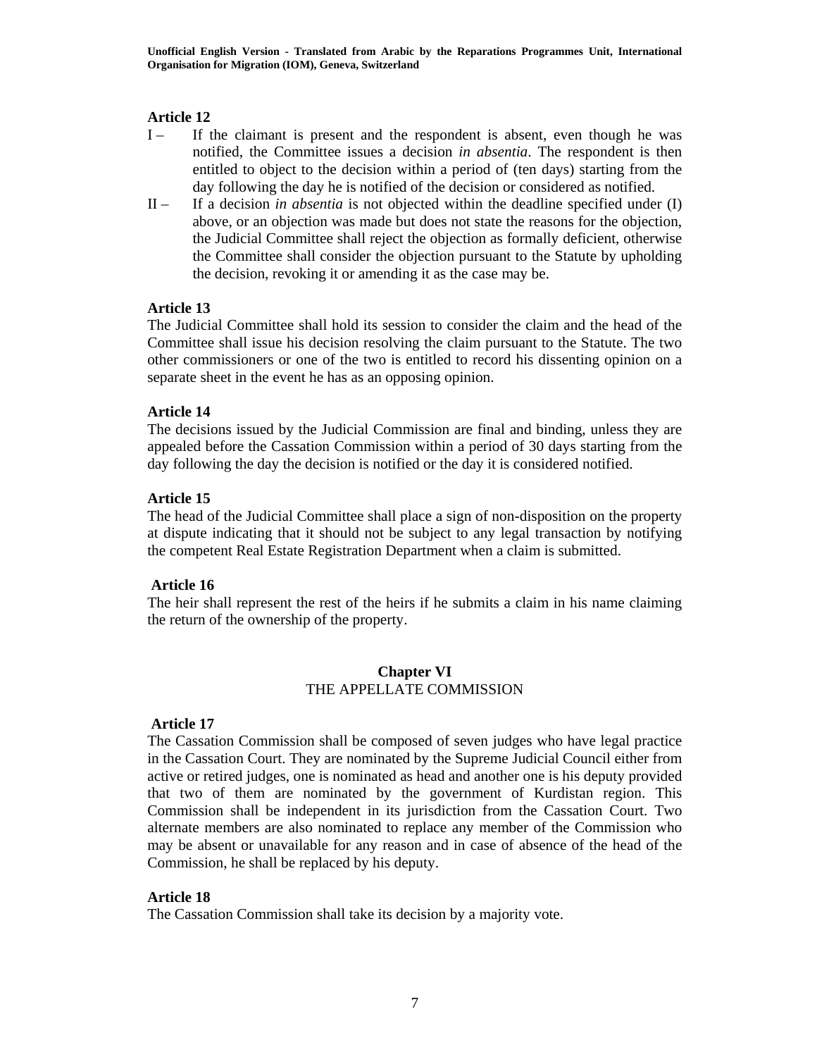### Article 12

I – If the claimant is present and the respondent is absent, even though he was notified, the Committee issues a decision *in absentia*. The respondent is then entitled to object to the decision within a period of (ten days) starting from the day following the day he is notified of the decision or considered as notified.

II – If a decision *in absentia* is not objected within the deadline specified under (I) above, or an objection was made but does not state the reasons for the objection, the Judicial Committee shall reject the objection as formally deficient, otherwise the Committee shall consider the objection pursuant to the Statute by upholding the decision, revoking it or amending it as the case may be.

### Article 13

The Judicial Committee shall hold its session to consider the claim and the head of the Committee shall issue his decision resolving the claim pursuant to the Statute. The two other commissioners or one of the two is entitled to record his dissenting opinion on a separate sheet in the event he has as an opposing opinion.

### Article 14

The decisions issued by the Judicial Commission are final and binding, unless they are appealed before the Cassation Commission within a period of 30 days starting from the day following the day the decision is notified or the day it is considered notified.

### Article 15

The head of the Judicial Committee shall place a sign of non-disposition on the property at dispute indicating that it should not be subject to any legal transaction by notifying the competent Real Estate Registration Department when a claim is submitted.

### Article 16

The heir shall represent the rest of the heirs if he submits a claim in his name claiming the return of the ownership of the property.

## Chapter VI
## THE APPELLATE COMMISSION

### Article 17

The Cassation Commission shall be composed of seven judges who have legal practice in the Cassation Court. They are nominated by the Supreme Judicial Council either from active or retired judges, one is nominated as head and another one is his deputy provided that two of them are nominated by the government of Kurdistan region. This Commission shall be independent in its jurisdiction from the Cassation Court. Two alternate members are also nominated to replace any member of the Commission who may be absent or unavailable for any reason and in case of absence of the head of the Commission, he shall be replaced by his deputy.

### Article 18

The Cassation Commission shall take its decision by a majority vote.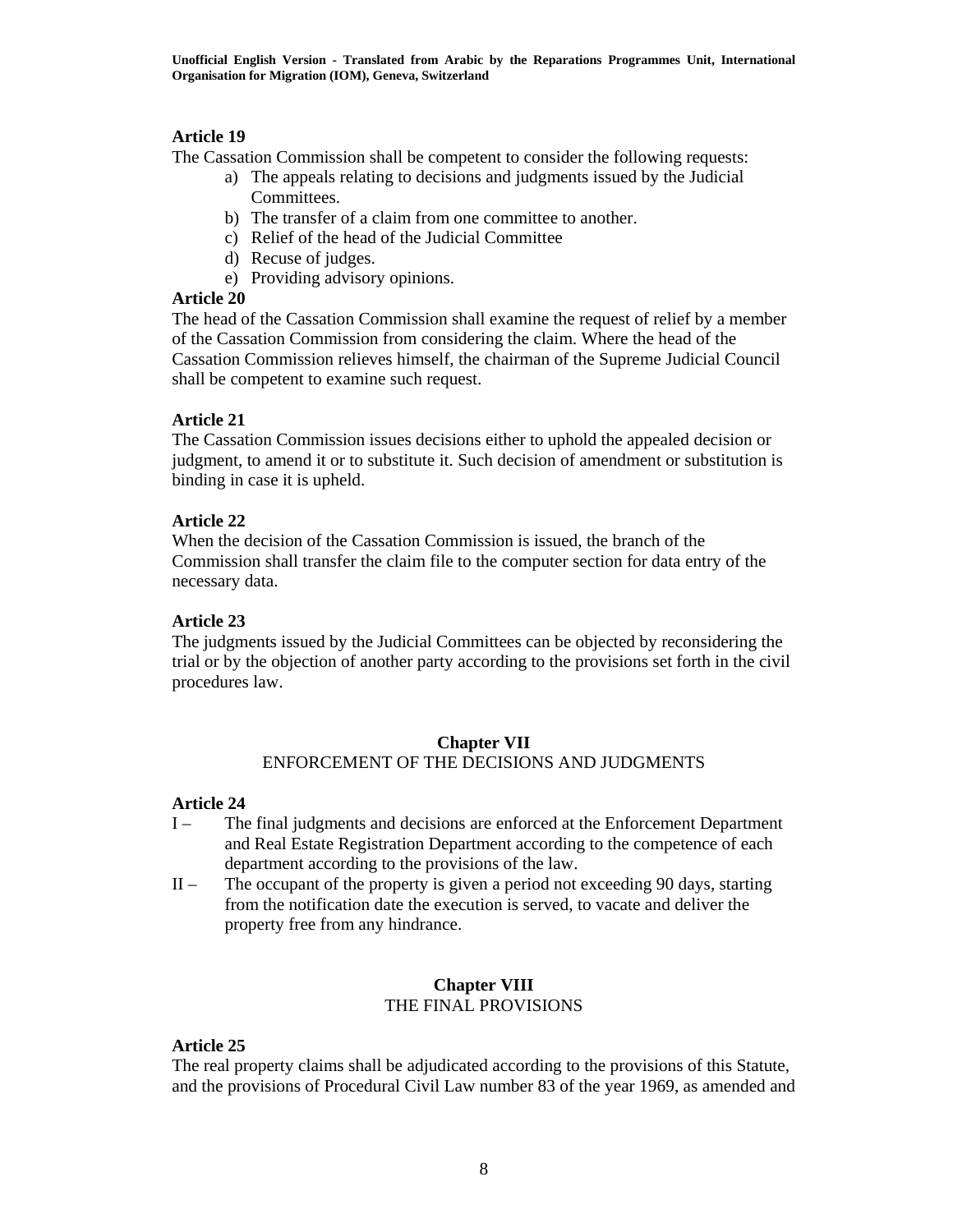### Article 19

The Cassation Commission shall be competent to consider the following requests:

a) The appeals relating to decisions and judgments issued by the Judicial Committees.
b) The transfer of a claim from one committee to another.
c) Relief of the head of the Judicial Committee
d) Recuse of judges.
e) Providing advisory opinions.

### Article 20

The head of the Cassation Commission shall examine the request of relief by a member of the Cassation Commission from considering the claim. Where the head of the Cassation Commission relieves himself, the chairman of the Supreme Judicial Council shall be competent to examine such request.

### Article 21

The Cassation Commission issues decisions either to uphold the appealed decision or judgment, to amend it or to substitute it. Such decision of amendment or substitution is binding in case it is upheld.

### Article 22

When the decision of the Cassation Commission is issued, the branch of the Commission shall transfer the claim file to the computer section for data entry of the necessary data.

### Article 23

The judgments issued by the Judicial Committees can be objected by reconsidering the trial or by the objection of another party according to the provisions set forth in the civil procedures law.

## Chapter VII
## ENFORCEMENT OF THE DECISIONS AND JUDGMENTS

### Article 24

I – The final judgments and decisions are enforced at the Enforcement Department and Real Estate Registration Department according to the competence of each department according to the provisions of the law.

II – The occupant of the property is given a period not exceeding 90 days, starting from the notification date the execution is served, to vacate and deliver the property free from any hindrance.

## Chapter VIII
## THE FINAL PROVISIONS

### Article 25

The real property claims shall be adjudicated according to the provisions of this Statute, and the provisions of Procedural Civil Law number 83 of the year 1969, as amended and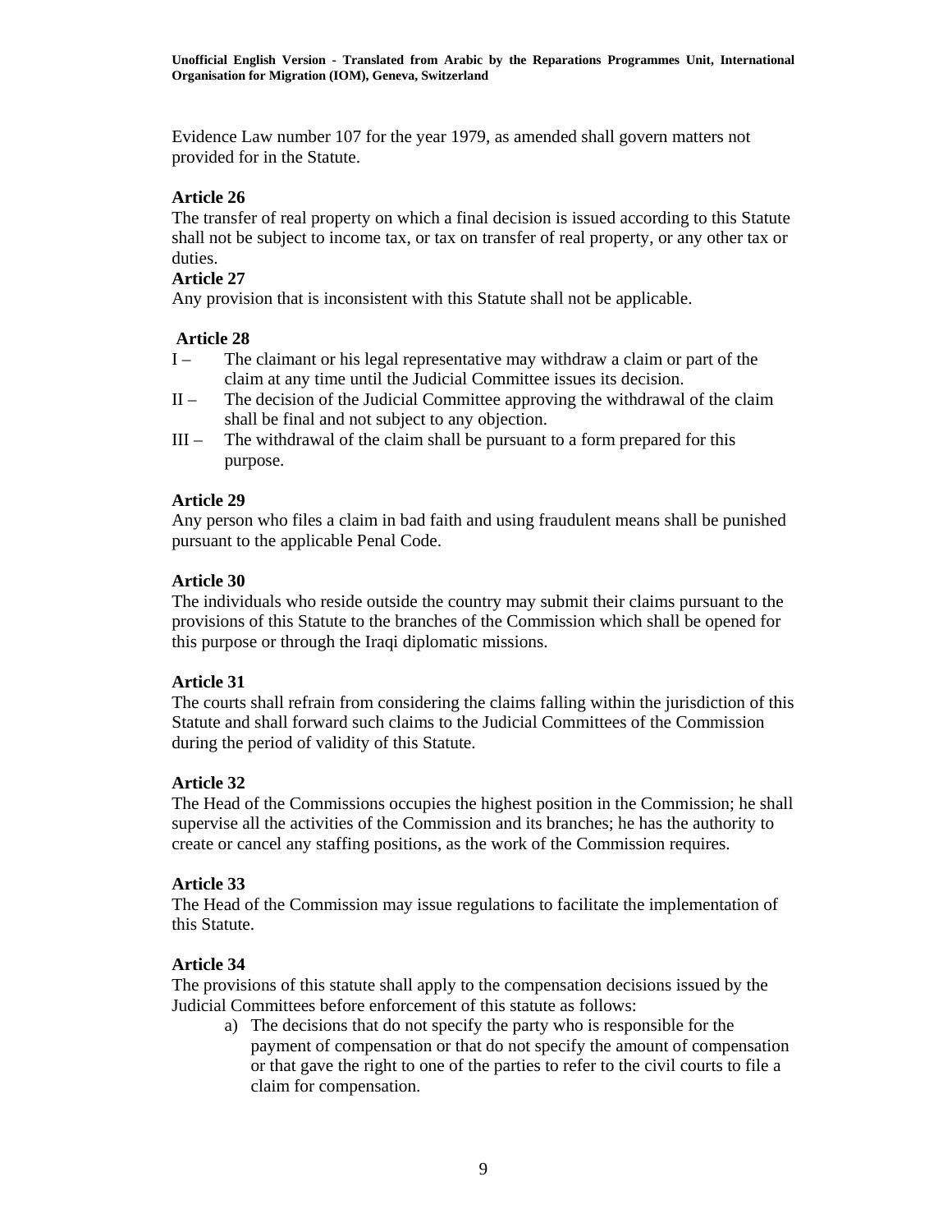Evidence Law number 107 for the year 1979, as amended shall govern matters not provided for in the Statute.

**Article 26**

The transfer of real property on which a final decision is issued according to this Statute shall not be subject to income tax, or tax on transfer of real property, or any other tax or duties.

**Article 27**

Any provision that is inconsistent with this Statute shall not be applicable.

**Article 28**

I – The claimant or his legal representative may withdraw a claim or part of the claim at any time until the Judicial Committee issues its decision.

II – The decision of the Judicial Committee approving the withdrawal of the claim shall be final and not subject to any objection.

III – The withdrawal of the claim shall be pursuant to a form prepared for this purpose.

**Article 29**

Any person who files a claim in bad faith and using fraudulent means shall be punished pursuant to the applicable Penal Code.

**Article 30**

The individuals who reside outside the country may submit their claims pursuant to the provisions of this Statute to the branches of the Commission which shall be opened for this purpose or through the Iraqi diplomatic missions.

**Article 31**

The courts shall refrain from considering the claims falling within the jurisdiction of this Statute and shall forward such claims to the Judicial Committees of the Commission during the period of validity of this Statute.

**Article 32**

The Head of the Commissions occupies the highest position in the Commission; he shall supervise all the activities of the Commission and its branches; he has the authority to create or cancel any staffing positions, as the work of the Commission requires.

**Article 33**

The Head of the Commission may issue regulations to facilitate the implementation of this Statute.

**Article 34**

The provisions of this statute shall apply to the compensation decisions issued by the Judicial Committees before enforcement of this statute as follows:

a) The decisions that do not specify the party who is responsible for the payment of compensation or that do not specify the amount of compensation or that gave the right to one of the parties to refer to the civil courts to file a claim for compensation.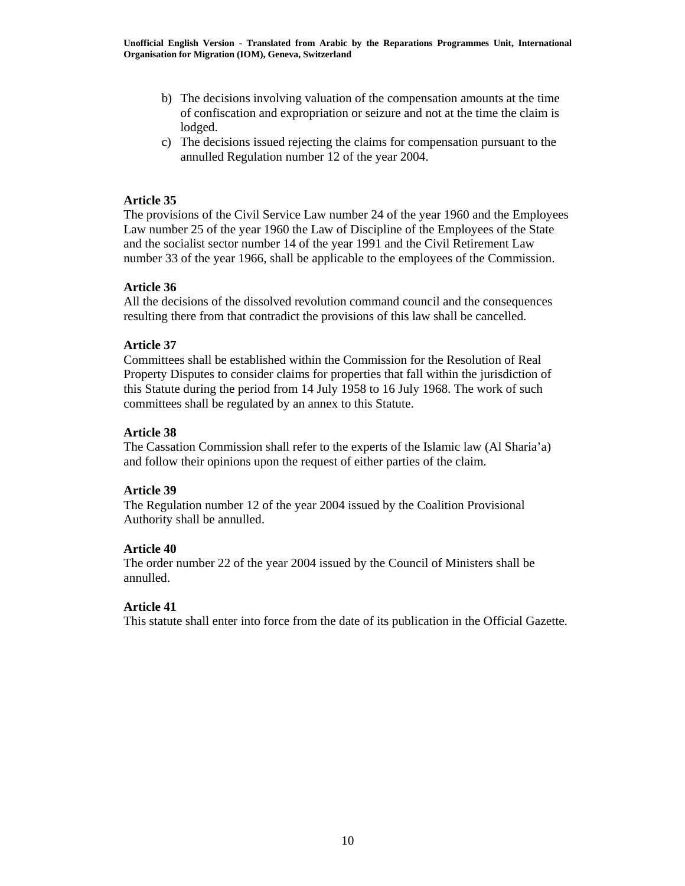b) The decisions involving valuation of the compensation amounts at the time of confiscation and expropriation or seizure and not at the time the claim is lodged.
c) The decisions issued rejecting the claims for compensation pursuant to the annulled Regulation number 12 of the year 2004.

**Article 35**
The provisions of the Civil Service Law number 24 of the year 1960 and the Employees Law number 25 of the year 1960 the Law of Discipline of the Employees of the State and the socialist sector number 14 of the year 1991 and the Civil Retirement Law number 33 of the year 1966, shall be applicable to the employees of the Commission.

**Article 36**
All the decisions of the dissolved revolution command council and the consequences resulting there from that contradict the provisions of this law shall be cancelled.

**Article 37**
Committees shall be established within the Commission for the Resolution of Real Property Disputes to consider claims for properties that fall within the jurisdiction of this Statute during the period from 14 July 1958 to 16 July 1968. The work of such committees shall be regulated by an annex to this Statute.

**Article 38**
The Cassation Commission shall refer to the experts of the Islamic law (Al Sharia'a) and follow their opinions upon the request of either parties of the claim.

**Article 39**
The Regulation number 12 of the year 2004 issued by the Coalition Provisional Authority shall be annulled.

**Article 40**
The order number 22 of the year 2004 issued by the Council of Ministers shall be annulled.

**Article 41**
This statute shall enter into force from the date of its publication in the Official Gazette.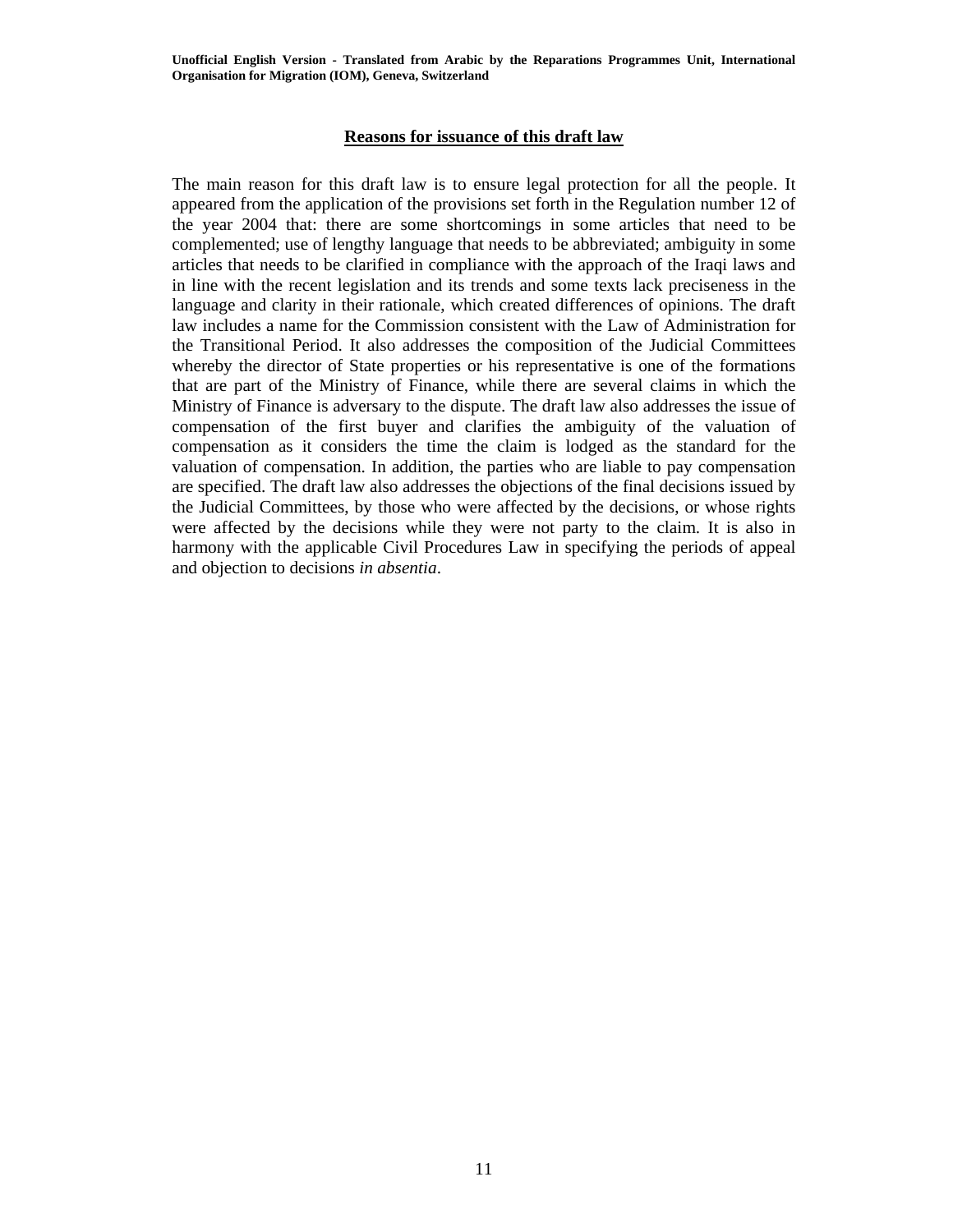## Reasons for issuance of this draft law

The main reason for this draft law is to ensure legal protection for all the people. It appeared from the application of the provisions set forth in the Regulation number 12 of the year 2004 that: there are some shortcomings in some articles that need to be complemented; use of lengthy language that needs to be abbreviated; ambiguity in some articles that needs to be clarified in compliance with the approach of the Iraqi laws and in line with the recent legislation and its trends and some texts lack preciseness in the language and clarity in their rationale, which created differences of opinions. The draft law includes a name for the Commission consistent with the Law of Administration for the Transitional Period. It also addresses the composition of the Judicial Committees whereby the director of State properties or his representative is one of the formations that are part of the Ministry of Finance, while there are several claims in which the Ministry of Finance is adversary to the dispute. The draft law also addresses the issue of compensation of the first buyer and clarifies the ambiguity of the valuation of compensation as it considers the time the claim is lodged as the standard for the valuation of compensation. In addition, the parties who are liable to pay compensation are specified. The draft law also addresses the objections of the final decisions issued by the Judicial Committees, by those who were affected by the decisions, or whose rights were affected by the decisions while they were not party to the claim. It is also in harmony with the applicable Civil Procedures Law in specifying the periods of appeal and objection to decisions *in absentia*.